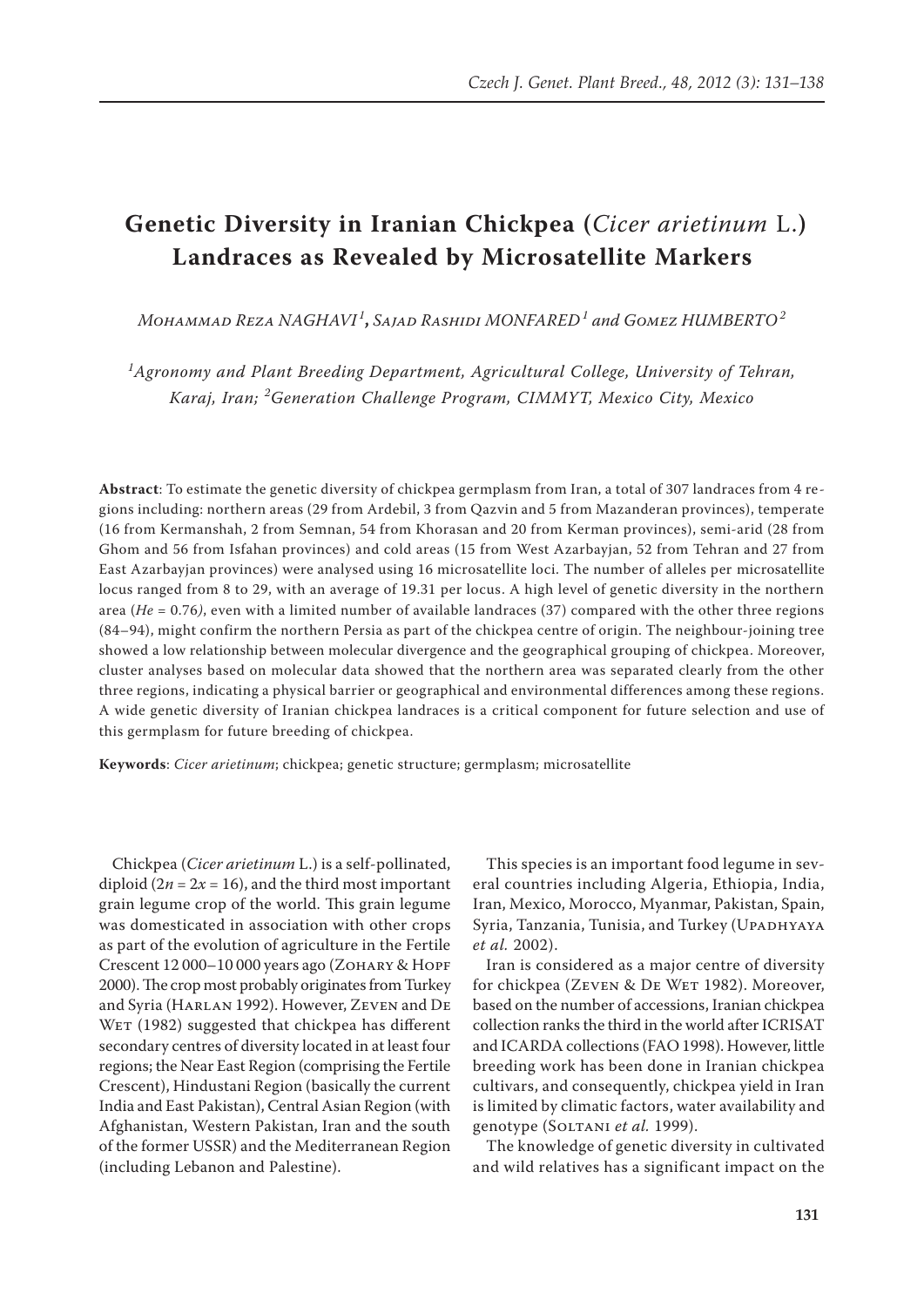# Genetic Diversity in Iranian Chickpea (*Cicer arietinum* L.) Landraces as Revealed by Microsatellite Markers

*Mohammad Reza NAGHAVI*[1]*, Sajad Rashidi MONFARED*[1] *and Gomez HUMBERTO*[2]

[1]*Agronomy and Plant Breeding Department, Agricultural College, University of Tehran, Karaj, Iran;* [2]*Generation Challenge Program, CIMMYT, Mexico City, Mexico*

**Abstract**: To estimate the genetic diversity of chickpea germplasm from Iran, a total of 307 landraces from 4 regions including: northern areas (29 from Ardebil, 3 from Qazvin and 5 from Mazanderan provinces), temperate (16 from Kermanshah, 2 from Semnan, 54 from Khorasan and 20 from Kerman provinces), semi-arid (28 from Ghom and 56 from Isfahan provinces) and cold areas (15 from West Azarbayjan, 52 from Tehran and 27 from East Azarbayjan provinces) were analysed using 16 microsatellite loci. The number of alleles per microsatellite locus ranged from 8 to 29, with an average of 19.31 per locus. A high level of genetic diversity in the northern area (*He* = 0.76*)*, even with a limited number of available landraces (37) compared with the other three regions (84–94), might confirm the northern Persia as part of the chickpea centre of origin. The neighbour-joining tree showed a low relationship between molecular divergence and the geographical grouping of chickpea. Moreover, cluster analyses based on molecular data showed that the northern area was separated clearly from the other three regions, indicating a physical barrier or geographical and environmental differences among these regions. A wide genetic diversity of Iranian chickpea landraces is a critical component for future selection and use of this germplasm for future breeding of chickpea.

**Keywords**: *Cicer arietinum*; chickpea; genetic structure; germplasm; microsatellite

Chickpea (*Cicer arietinum* L.) is a self-pollinated, diploid ($2n = 2x = 16$), and the third most important grain legume crop of the world. This grain legume was domesticated in association with other crops as part of the evolution of agriculture in the Fertile Crescent 12 000–10 000 years ago (Zohary & Hopf 2000). The crop most probably originates from Turkey and Syria (Harlan 1992). However, Zeven and De Wet (1982) suggested that chickpea has different secondary centres of diversity located in at least four regions; the Near East Region (comprising the Fertile Crescent), Hindustani Region (basically the current India and East Pakistan), Central Asian Region (with Afghanistan, Western Pakistan, Iran and the south of the former USSR) and the Mediterranean Region (including Lebanon and Palestine).

This species is an important food legume in several countries including Algeria, Ethiopia, India, Iran, Mexico, Morocco, Myanmar, Pakistan, Spain, Syria, Tanzania, Tunisia, and Turkey (Upadhyaya *et al.* 2002).

Iran is considered as a major centre of diversity for chickpea (Zeven & De Wet 1982). Moreover, based on the number of accessions, Iranian chickpea collection ranks the third in the world after ICRISAT and ICARDA collections (FAO 1998). However, little breeding work has been done in Iranian chickpea cultivars, and consequently, chickpea yield in Iran is limited by climatic factors, water availability and genotype (Soltani *et al.* 1999).

The knowledge of genetic diversity in cultivated and wild relatives has a significant impact on the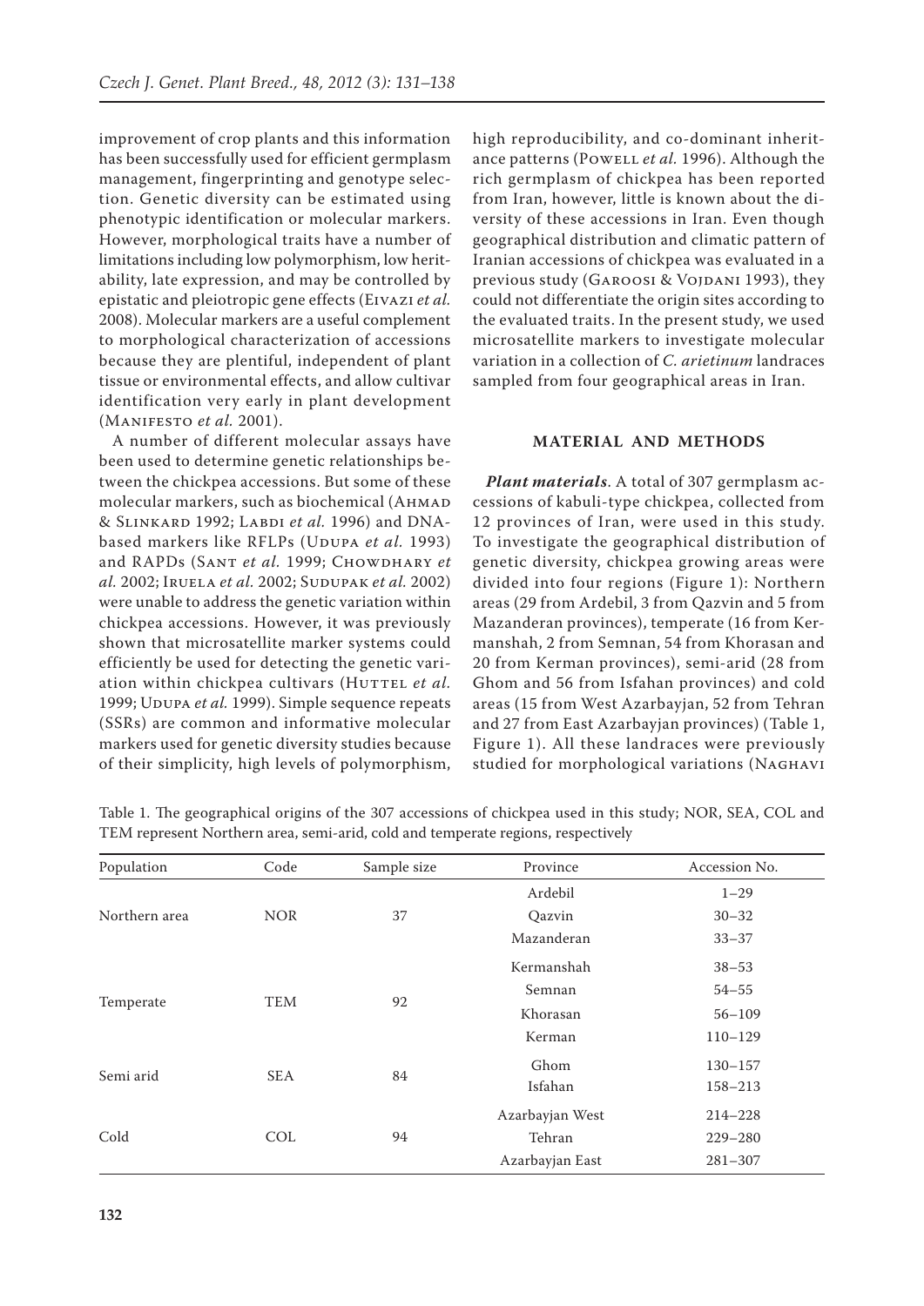improvement of crop plants and this information has been successfully used for efficient germplasm management, fingerprinting and genotype selection. Genetic diversity can be estimated using phenotypic identification or molecular markers. However, morphological traits have a number of limitations including low polymorphism, low heritability, late expression, and may be controlled by epistatic and pleiotropic gene effects (Eivazi *et al.* 2008). Molecular markers are a useful complement to morphological characterization of accessions because they are plentiful, independent of plant tissue or environmental effects, and allow cultivar identification very early in plant development (Manifesto *et al.* 2001).

A number of different molecular assays have been used to determine genetic relationships between the chickpea accessions. But some of these molecular markers, such as biochemical (Ahmad & Slinkard 1992; Labdi *et al.* 1996) and DNA-based markers like RFLPs (Udupa *et al.* 1993) and RAPDs (Sant *et al.* 1999; Chowdhary *et al.* 2002; Iruela *et al.* 2002; Sudupak *et al.* 2002) were unable to address the genetic variation within chickpea accessions. However, it was previously shown that microsatellite marker systems could efficiently be used for detecting the genetic variation within chickpea cultivars (Huttel *et al.* 1999; Udupa *et al.* 1999). Simple sequence repeats (SSRs) are common and informative molecular markers used for genetic diversity studies because of their simplicity, high levels of polymorphism, high reproducibility, and co-dominant inheritance patterns (Powell *et al.* 1996). Although the rich germplasm of chickpea has been reported from Iran, however, little is known about the diversity of these accessions in Iran. Even though geographical distribution and climatic pattern of Iranian accessions of chickpea was evaluated in a previous study (Garoosi & Vojdani 1993), they could not differentiate the origin sites according to the evaluated traits. In the present study, we used microsatellite markers to investigate molecular variation in a collection of *C. arietinum* landraces sampled from four geographical areas in Iran.

## MATERIAL AND METHODS

***Plant materials***. A total of 307 germplasm accessions of kabuli-type chickpea, collected from 12 provinces of Iran, were used in this study. To investigate the geographical distribution of genetic diversity, chickpea growing areas were divided into four regions (Figure 1): Northern areas (29 from Ardebil, 3 from Qazvin and 5 from Mazanderan provinces), temperate (16 from Kermanshah, 2 from Semnan, 54 from Khorasan and 20 from Kerman provinces), semi-arid (28 from Ghom and 56 from Isfahan provinces) and cold areas (15 from West Azarbayjan, 52 from Tehran and 27 from East Azarbayjan provinces) (Table 1, Figure 1). All these landraces were previously studied for morphological variations (Naghavi

Table 1. The geographical origins of the 307 accessions of chickpea used in this study; NOR, SEA, COL and TEM represent Northern area, semi-arid, cold and temperate regions, respectively

| Population | Code | Sample size | Province | Accession No. |
|---|---|---|---|---|
| Northern area | NOR | 37 | Ardebil | 1–29 |
| | | | Qazvin | 30–32 |
| | | | Mazanderan | 33–37 |
| Temperate | TEM | 92 | Kermanshah | 38–53 |
| | | | Semnan | 54–55 |
| | | | Khorasan | 56–109 |
| | | | Kerman | 110–129 |
| Semi arid | SEA | 84 | Ghom | 130–157 |
| | | | Isfahan | 158–213 |
| Cold | COL | 94 | Azarbayjan West | 214–228 |
| | | | Tehran | 229–280 |
| | | | Azarbayjan East | 281–307 |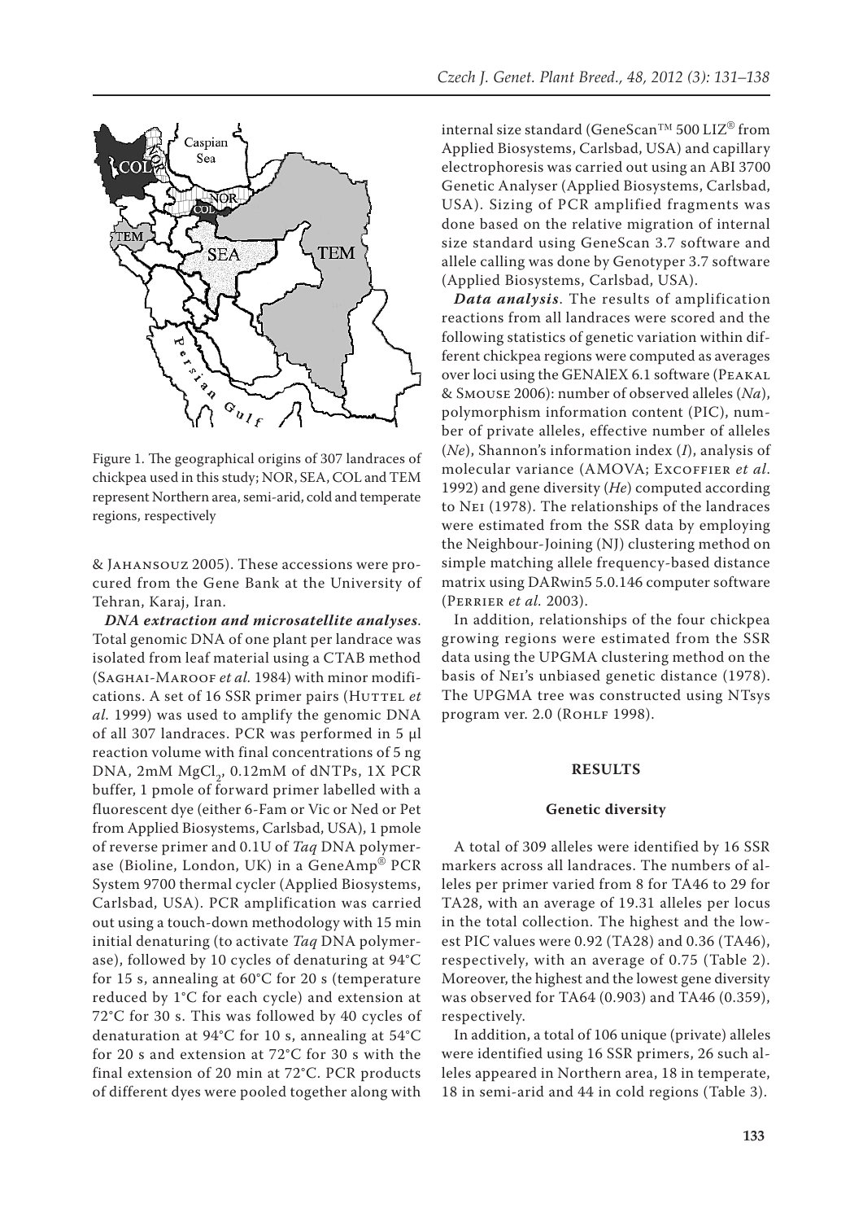Figure 1. The geographical origins of 307 landraces of chickpea used in this study; NOR, SEA, COL and TEM represent Northern area, semi-arid, cold and temperate regions, respectively

& Jahansouz 2005). These accessions were procured from the Gene Bank at the University of Tehran, Karaj, Iran.

***DNA extraction and microsatellite analyses***. Total genomic DNA of one plant per landrace was isolated from leaf material using a CTAB method (Saghai-Maroof *et al.* 1984) with minor modifications. A set of 16 SSR primer pairs (Huttel *et al.* 1999) was used to amplify the genomic DNA of all 307 landraces. PCR was performed in 5 µl reaction volume with final concentrations of 5 ng DNA, 2mM $MgCl_2$, 0.12mM of dNTPs, 1X PCR buffer, 1 pmole of forward primer labelled with a fluorescent dye (either 6-Fam or Vic or Ned or Pet from Applied Biosystems, Carlsbad, USA), 1 pmole of reverse primer and 0.1U of *Taq* DNA polymerase (Bioline, London, UK) in a GeneAmp® PCR System 9700 thermal cycler (Applied Biosystems, Carlsbad, USA). PCR amplification was carried out using a touch-down methodology with 15 min initial denaturing (to activate *Taq* DNA polymerase), followed by 10 cycles of denaturing at 94°C for 15 s, annealing at 60°C for 20 s (temperature reduced by 1°C for each cycle) and extension at 72°C for 30 s. This was followed by 40 cycles of denaturation at 94°C for 10 s, annealing at 54°C for 20 s and extension at 72°C for 30 s with the final extension of 20 min at 72°C. PCR products of different dyes were pooled together along with internal size standard (GeneScan™ 500 LIZ® from Applied Biosystems, Carlsbad, USA) and capillary electrophoresis was carried out using an ABI 3700 Genetic Analyser (Applied Biosystems, Carlsbad, USA). Sizing of PCR amplified fragments was done based on the relative migration of internal size standard using GeneScan 3.7 software and allele calling was done by Genotyper 3.7 software (Applied Biosystems, Carlsbad, USA).

***Data analysis***. The results of amplification reactions from all landraces were scored and the following statistics of genetic variation within different chickpea regions were computed as averages over loci using the GENAlEX 6.1 software (Peakal & Smouse 2006): number of observed alleles (*Na*), polymorphism information content (PIC), number of private alleles, effective number of alleles (*Ne*), Shannon's information index (*I*), analysis of molecular variance (AMOVA; Excoffier *et al.* 1992) and gene diversity (*He*) computed according to Nei (1978). The relationships of the landraces were estimated from the SSR data by employing the Neighbour-Joining (NJ) clustering method on simple matching allele frequency-based distance matrix using DARwin5 5.0.146 computer software (Perrier *et al.* 2003).

In addition, relationships of the four chickpea growing regions were estimated from the SSR data using the UPGMA clustering method on the basis of Nei's unbiased genetic distance (1978). The UPGMA tree was constructed using NTsys program ver. 2.0 (Rohlf 1998).

## RESULTS

### Genetic diversity

A total of 309 alleles were identified by 16 SSR markers across all landraces. The numbers of alleles per primer varied from 8 for TA46 to 29 for TA28, with an average of 19.31 alleles per locus in the total collection. The highest and the lowest PIC values were 0.92 (TA28) and 0.36 (TA46), respectively, with an average of 0.75 (Table 2). Moreover, the highest and the lowest gene diversity was observed for TA64 (0.903) and TA46 (0.359), respectively.

In addition, a total of 106 unique (private) alleles were identified using 16 SSR primers, 26 such alleles appeared in Northern area, 18 in temperate, 18 in semi-arid and 44 in cold regions (Table 3).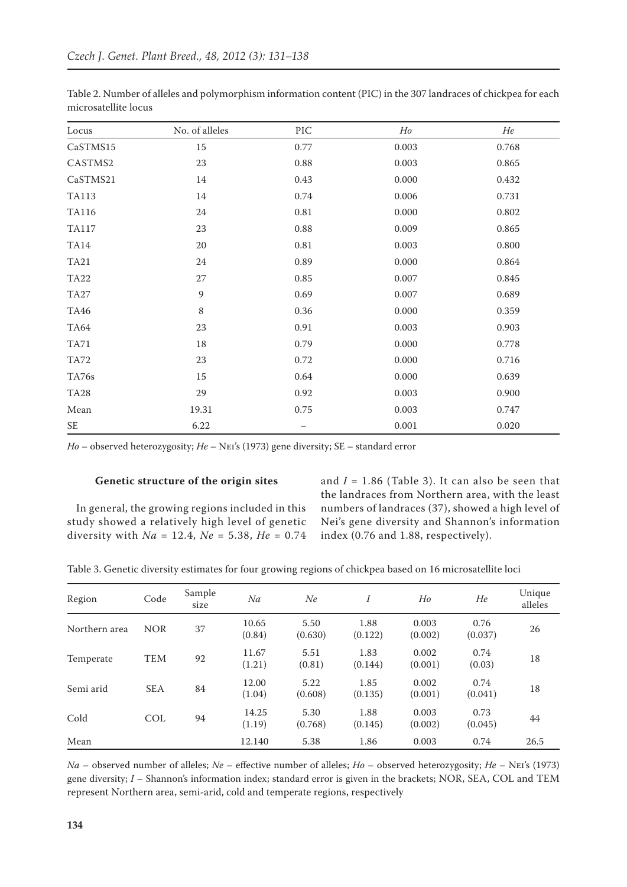Table 2. Number of alleles and polymorphism information content (PIC) in the 307 landraces of chickpea for each microsatellite locus

| Locus | No. of alleles | PIC | *Ho* | *He* |
|---|---|---|---|---|
| CaSTMS15 | 15 | 0.77 | 0.003 | 0.768 |
| CASTMS2 | 23 | 0.88 | 0.003 | 0.865 |
| CaSTMS21 | 14 | 0.43 | 0.000 | 0.432 |
| TA113 | 14 | 0.74 | 0.006 | 0.731 |
| TA116 | 24 | 0.81 | 0.000 | 0.802 |
| TA117 | 23 | 0.88 | 0.009 | 0.865 |
| TA14 | 20 | 0.81 | 0.003 | 0.800 |
| TA21 | 24 | 0.89 | 0.000 | 0.864 |
| TA22 | 27 | 0.85 | 0.007 | 0.845 |
| TA27 | 9 | 0.69 | 0.007 | 0.689 |
| TA46 | 8 | 0.36 | 0.000 | 0.359 |
| TA64 | 23 | 0.91 | 0.003 | 0.903 |
| TA71 | 18 | 0.79 | 0.000 | 0.778 |
| TA72 | 23 | 0.72 | 0.000 | 0.716 |
| TA76s | 15 | 0.64 | 0.000 | 0.639 |
| TA28 | 29 | 0.92 | 0.003 | 0.900 |
| Mean | 19.31 | 0.75 | 0.003 | 0.747 |
| SE | 6.22 | – | 0.001 | 0.020 |

*Ho* – observed heterozygosity; *He* – Nei's (1973) gene diversity; SE – standard error

**Genetic structure of the origin sites**

In general, the growing regions included in this study showed a relatively high level of genetic diversity with $Na = 12.4$, $Ne = 5.38$, $He = 0.74$ and $I = 1.86$ (Table 3). It can also be seen that the landraces from Northern area, with the least numbers of landraces (37), showed a high level of Nei's gene diversity and Shannon's information index (0.76 and 1.88, respectively).

Table 3. Genetic diversity estimates for four growing regions of chickpea based on 16 microsatellite loci

| Region | Code | Sample size | *Na* | *Ne* | *I* | *Ho* | *He* | Unique alleles |
|---|---|---|---|---|---|---|---|---|
| Northern area | NOR | 37 | 10.65 (0.84) | 5.50 (0.630) | 1.88 (0.122) | 0.003 (0.002) | 0.76 (0.037) | 26 |
| Temperate | TEM | 92 | 11.67 (1.21) | 5.51 (0.81) | 1.83 (0.144) | 0.002 (0.001) | 0.74 (0.03) | 18 |
| Semi arid | SEA | 84 | 12.00 (1.04) | 5.22 (0.608) | 1.85 (0.135) | 0.002 (0.001) | 0.74 (0.041) | 18 |
| Cold | COL | 94 | 14.25 (1.19) | 5.30 (0.768) | 1.88 (0.145) | 0.003 (0.002) | 0.73 (0.045) | 44 |
| Mean | | | 12.140 | 5.38 | 1.86 | 0.003 | 0.74 | 26.5 |

*Na* – observed number of alleles; *Ne* – effective number of alleles; *Ho* – observed heterozygosity; *He* – Nei's (1973) gene diversity; *I* – Shannon's information index; standard error is given in the brackets; NOR, SEA, COL and TEM represent Northern area, semi-arid, cold and temperate regions, respectively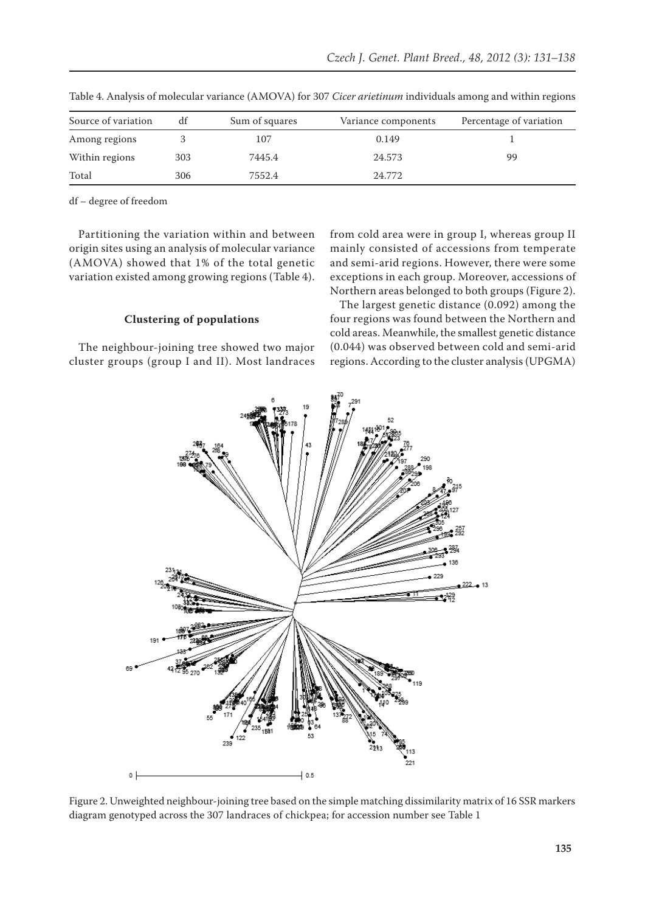Table 4. Analysis of molecular variance (AMOVA) for 307 *Cicer arietinum* individuals among and within regions

| Source of variation | df | Sum of squares | Variance components | Percentage of variation |
|---|---|---|---|---|
| Among regions | 3 | 107 | 0.149 | 1 |
| Within regions | 303 | 7445.4 | 24.573 | 99 |
| Total | 306 | 7552.4 | 24.772 | |

df – degree of freedom

Partitioning the variation within and between origin sites using an analysis of molecular variance (AMOVA) showed that 1% of the total genetic variation existed among growing regions (Table 4).

### Clustering of populations

The neighbour-joining tree showed two major cluster groups (group I and II). Most landraces from cold area were in group I, whereas group II mainly consisted of accessions from temperate and semi-arid regions. However, there were some exceptions in each group. Moreover, accessions of Northern areas belonged to both groups (Figure 2).

The largest genetic distance (0.092) among the four regions was found between the Northern and cold areas. Meanwhile, the smallest genetic distance (0.044) was observed between cold and semi-arid regions. According to the cluster analysis (UPGMA)

Figure 2. Unweighted neighbour-joining tree based on the simple matching dissimilarity matrix of 16 SSR markers diagram genotyped across the 307 landraces of chickpea; for accession number see Table 1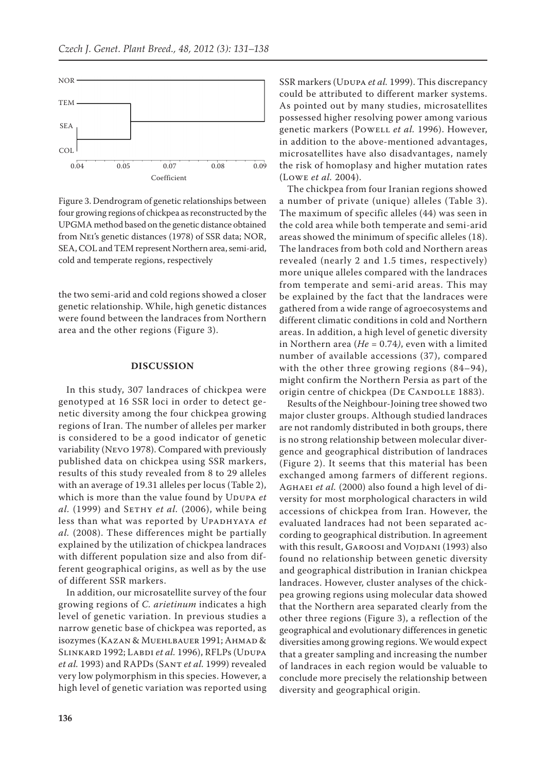Figure 3. Dendrogram of genetic relationships between four growing regions of chickpea as reconstructed by the UPGMA method based on the genetic distance obtained from Nei's genetic distances (1978) of SSR data; NOR, SEA, COL and TEM represent Northern area, semi-arid, cold and temperate regions, respectively

the two semi-arid and cold regions showed a closer genetic relationship. While, high genetic distances were found between the landraces from Northern area and the other regions (Figure 3).

## DISCUSSION

In this study, 307 landraces of chickpea were genotyped at 16 SSR loci in order to detect genetic diversity among the four chickpea growing regions of Iran. The number of alleles per marker is considered to be a good indicator of genetic variability (Nevo 1978). Compared with previously published data on chickpea using SSR markers, results of this study revealed from 8 to 29 alleles with an average of 19.31 alleles per locus (Table 2), which is more than the value found by Udupa *et al.* (1999) and Sethy *et al.* (2006), while being less than what was reported by Upadhyaya *et al.* (2008). These differences might be partially explained by the utilization of chickpea landraces with different population size and also from different geographical origins, as well as by the use of different SSR markers.

In addition, our microsatellite survey of the four growing regions of *C. arietinum* indicates a high level of genetic variation. In previous studies a narrow genetic base of chickpea was reported, as isozymes (Kazan & Muehlbauer 1991; Ahmad & Slinkard 1992; Labdi *et al.* 1996), RFLPs (Udupa *et al.* 1993) and RAPDs (Sant *et al.* 1999) revealed very low polymorphism in this species. However, a high level of genetic variation was reported using SSR markers (Udupa *et al.* 1999). This discrepancy could be attributed to different marker systems. As pointed out by many studies, microsatellites possessed higher resolving power among various genetic markers (Powell *et al.* 1996). However, in addition to the above-mentioned advantages, microsatellites have also disadvantages, namely the risk of homoplasy and higher mutation rates (Lowe *et al.* 2004).

The chickpea from four Iranian regions showed a number of private (unique) alleles (Table 3). The maximum of specific alleles (44) was seen in the cold area while both temperate and semi-arid areas showed the minimum of specific alleles (18). The landraces from both cold and Northern areas revealed (nearly 2 and 1.5 times, respectively) more unique alleles compared with the landraces from temperate and semi-arid areas. This may be explained by the fact that the landraces were gathered from a wide range of agroecosystems and different climatic conditions in cold and Northern areas. In addition, a high level of genetic diversity in Northern area ($He = 0.74$), even with a limited number of available accessions (37), compared with the other three growing regions (84–94), might confirm the Northern Persia as part of the origin centre of chickpea (De Candolle 1883).

Results of the Neighbour-Joining tree showed two major cluster groups. Although studied landraces are not randomly distributed in both groups, there is no strong relationship between molecular divergence and geographical distribution of landraces (Figure 2). It seems that this material has been exchanged among farmers of different regions. Aghaei *et al.* (2000) also found a high level of diversity for most morphological characters in wild accessions of chickpea from Iran. However, the evaluated landraces had not been separated according to geographical distribution. In agreement with this result, Garoosi and Vojdani (1993) also found no relationship between genetic diversity and geographical distribution in Iranian chickpea landraces. However, cluster analyses of the chickpea growing regions using molecular data showed that the Northern area separated clearly from the other three regions (Figure 3), a reflection of the geographical and evolutionary differences in genetic diversities among growing regions. We would expect that a greater sampling and increasing the number of landraces in each region would be valuable to conclude more precisely the relationship between diversity and geographical origin.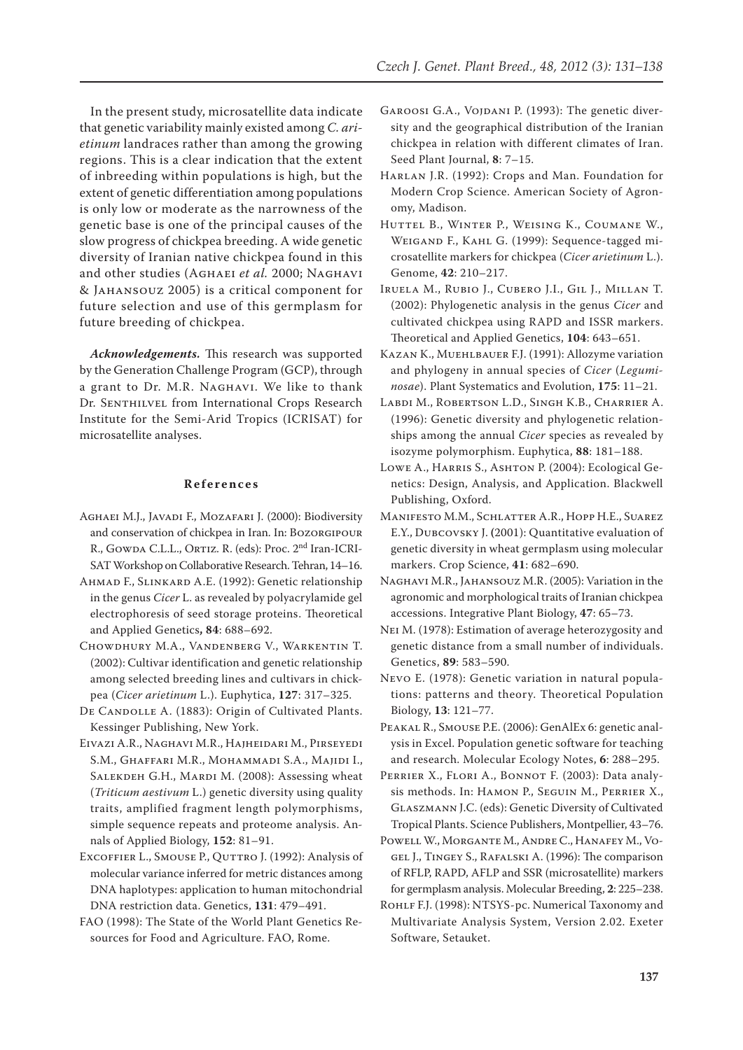In the present study, microsatellite data indicate that genetic variability mainly existed among *C. arietinum* landraces rather than among the growing regions. This is a clear indication that the extent of inbreeding within populations is high, but the extent of genetic differentiation among populations is only low or moderate as the narrowness of the genetic base is one of the principal causes of the slow progress of chickpea breeding. A wide genetic diversity of Iranian native chickpea found in this and other studies (Aghaei *et al.* 2000; Naghavi & Jahansouz 2005) is a critical component for future selection and use of this germplasm for future breeding of chickpea.

***Acknowledgements.*** This research was supported by the Generation Challenge Program (GCP), through a grant to Dr. M.R. Naghavi. We like to thank Dr. Senthilvel from International Crops Research Institute for the Semi-Arid Tropics (ICRISAT) for microsatellite analyses.

## References

Aghaei M.J., Javadi F., Mozafari J. (2000): Biodiversity and conservation of chickpea in Iran. In: Bozorgipour R., Gowda C.L.L., Ortiz. R. (eds): Proc. 2nd Iran-ICRISAT Workshop on Collaborative Research. Tehran, 14–16.

Ahmad F., Slinkard A.E. (1992): Genetic relationship in the genus *Cicer* L. as revealed by polyacrylamide gel electrophoresis of seed storage proteins. Theoretical and Applied Genetics**, 84**: 688–692.

Chowdhury M.A., Vandenberg V., Warkentin T. (2002): Cultivar identification and genetic relationship among selected breeding lines and cultivars in chickpea (*Cicer arietinum* L.). Euphytica, **127**: 317–325.

De Candolle A. (1883): Origin of Cultivated Plants. Kessinger Publishing, New York.

Eivazi A.R., Naghavi M.R., Hajheidari M., Pirseyedi S.M., Ghaffari M.R., Mohammadi S.A., Majidi I., Salekdeh G.H., Mardi M. (2008): Assessing wheat (*Triticum aestivum* L.) genetic diversity using quality traits, amplified fragment length polymorphisms, simple sequence repeats and proteome analysis. Annals of Applied Biology, **152**: 81–91.

Excoffier L., Smouse P., Quttro J. (1992): Analysis of molecular variance inferred for metric distances among DNA haplotypes: application to human mitochondrial DNA restriction data. Genetics, **131**: 479–491.

FAO (1998): The State of the World Plant Genetics Resources for Food and Agriculture. FAO, Rome.

Garoosi G.A., Vojdani P. (1993): The genetic diversity and the geographical distribution of the Iranian chickpea in relation with different climates of Iran. Seed Plant Journal, **8**: 7–15.

Harlan J.R. (1992): Crops and Man. Foundation for Modern Crop Science. American Society of Agronomy, Madison.

Huttel B., Winter P., Weising K., Coumane W., Weigand F., Kahl G. (1999): Sequence-tagged microsatellite markers for chickpea (*Cicer arietinum* L.). Genome, **42**: 210–217.

Iruela M., Rubio J., Cubero J.I., Gil J., Millan T. (2002): Phylogenetic analysis in the genus *Cicer* and cultivated chickpea using RAPD and ISSR markers. Theoretical and Applied Genetics, **104**: 643–651.

Kazan K., Muehlbauer F.J. (1991): Allozyme variation and phylogeny in annual species of *Cicer* (*Leguminosae*). Plant Systematics and Evolution, **175**: 11–21.

Labdi M., Robertson L.D., Singh K.B., Charrier A. (1996): Genetic diversity and phylogenetic relationships among the annual *Cicer* species as revealed by isozyme polymorphism. Euphytica, **88**: 181–188.

Lowe A., Harris S., Ashton P. (2004): Ecological Genetics: Design, Analysis, and Application. Blackwell Publishing, Oxford.

Manifesto M.M., Schlatter A.R., Hopp H.E., Suarez E.Y., Dubcovsky J. (2001): Quantitative evaluation of genetic diversity in wheat germplasm using molecular markers. Crop Science, **41**: 682–690.

Naghavi M.R., Jahansouz M.R. (2005): Variation in the agronomic and morphological traits of Iranian chickpea accessions. Integrative Plant Biology, **47**: 65–73.

Nei M. (1978): Estimation of average heterozygosity and genetic distance from a small number of individuals. Genetics, **89**: 583–590.

Nevo E. (1978): Genetic variation in natural populations: patterns and theory. Theoretical Population Biology, **13**: 121–77.

Peakal R., Smouse P.E. (2006): GenAlEx 6: genetic analysis in Excel. Population genetic software for teaching and research. Molecular Ecology Notes, **6**: 288–295.

Perrier X., Flori A., Bonnot F. (2003): Data analysis methods. In: Hamon P., Seguin M., Perrier X., Glaszmann J.C. (eds): Genetic Diversity of Cultivated Tropical Plants. Science Publishers, Montpellier, 43–76.

Powell W., Morgante M., Andre C., Hanafey M., Vogel J., Tingey S., Rafalski A. (1996): The comparison of RFLP, RAPD, AFLP and SSR (microsatellite) markers for germplasm analysis. Molecular Breeding, **2**: 225–238.

Rohlf F.J. (1998): NTSYS-pc. Numerical Taxonomy and Multivariate Analysis System, Version 2.02. Exeter Software, Setauket.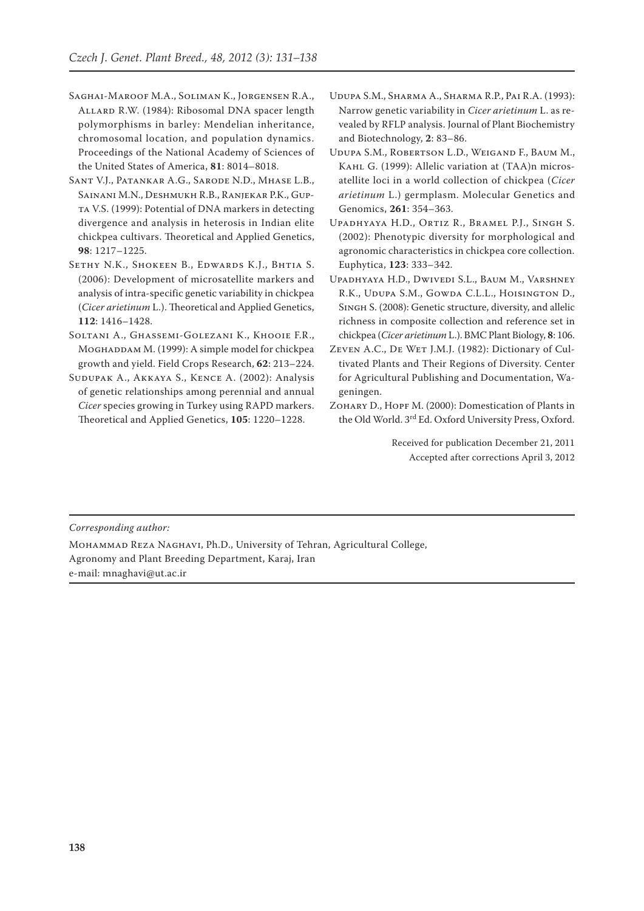Saghai-Maroof M.A., Soliman K., Jorgensen R.A., Allard R.W. (1984): Ribosomal DNA spacer length polymorphisms in barley: Mendelian inheritance, chromosomal location, and population dynamics. Proceedings of the National Academy of Sciences of the United States of America, **81**: 8014–8018.

Sant V.J., Patankar A.G., Sarode N.D., Mhase L.B., Sainani M.N., Deshmukh R.B., Ranjekar P.K., Gupta V.S. (1999): Potential of DNA markers in detecting divergence and analysis in heterosis in Indian elite chickpea cultivars. Theoretical and Applied Genetics, **98**: 1217–1225.

Sethy N.K., Shokeen B., Edwards K.J., Bhtia S. (2006): Development of microsatellite markers and analysis of intra-specific genetic variability in chickpea (*Cicer arietinum* L.). Theoretical and Applied Genetics, **112**: 1416–1428.

Soltani A., Ghassemi-Golezani K., Khooie F.R., Moghaddam M. (1999): A simple model for chickpea growth and yield. Field Crops Research, **62**: 213–224.

Sudupak A., Akkaya S., Kence A. (2002): Analysis of genetic relationships among perennial and annual *Cicer* species growing in Turkey using RAPD markers. Theoretical and Applied Genetics, **105**: 1220–1228.

Udupa S.M., Sharma A., Sharma R.P., Pai R.A. (1993): Narrow genetic variability in *Cicer arietinum* L. as revealed by RFLP analysis. Journal of Plant Biochemistry and Biotechnology, **2**: 83–86.

Udupa S.M., Robertson L.D., Weigand F., Baum M., Kahl G. (1999): Allelic variation at (TAA)n microsatellite loci in a world collection of chickpea (*Cicer arietinum* L.) germplasm. Molecular Genetics and Genomics, **261**: 354–363.

Upadhyaya H.D., Ortiz R., Bramel P.J., Singh S. (2002): Phenotypic diversity for morphological and agronomic characteristics in chickpea core collection. Euphytica, **123**: 333–342.

Upadhyaya H.D., Dwivedi S.L., Baum M., Varshney R.K., Udupa S.M., Gowda C.L.L., Hoisington D., Singh S. (2008): Genetic structure, diversity, and allelic richness in composite collection and reference set in chickpea (*Cicer arietinum* L.). BMC Plant Biology, **8**: 106.

Zeven A.C., De Wet J.M.J. (1982): Dictionary of Cultivated Plants and Their Regions of Diversity. Center for Agricultural Publishing and Documentation, Wageningen.

Zohary D., Hopf M. (2000): Domestication of Plants in the Old World. 3rd Ed. Oxford University Press, Oxford.

Received for publication December 21, 2011
Accepted after corrections April 3, 2012

*Corresponding author:*

Mohammad Reza Naghavi, Ph.D., University of Tehran, Agricultural College, Agronomy and Plant Breeding Department, Karaj, Iran
e-mail: mnaghavi@ut.ac.ir